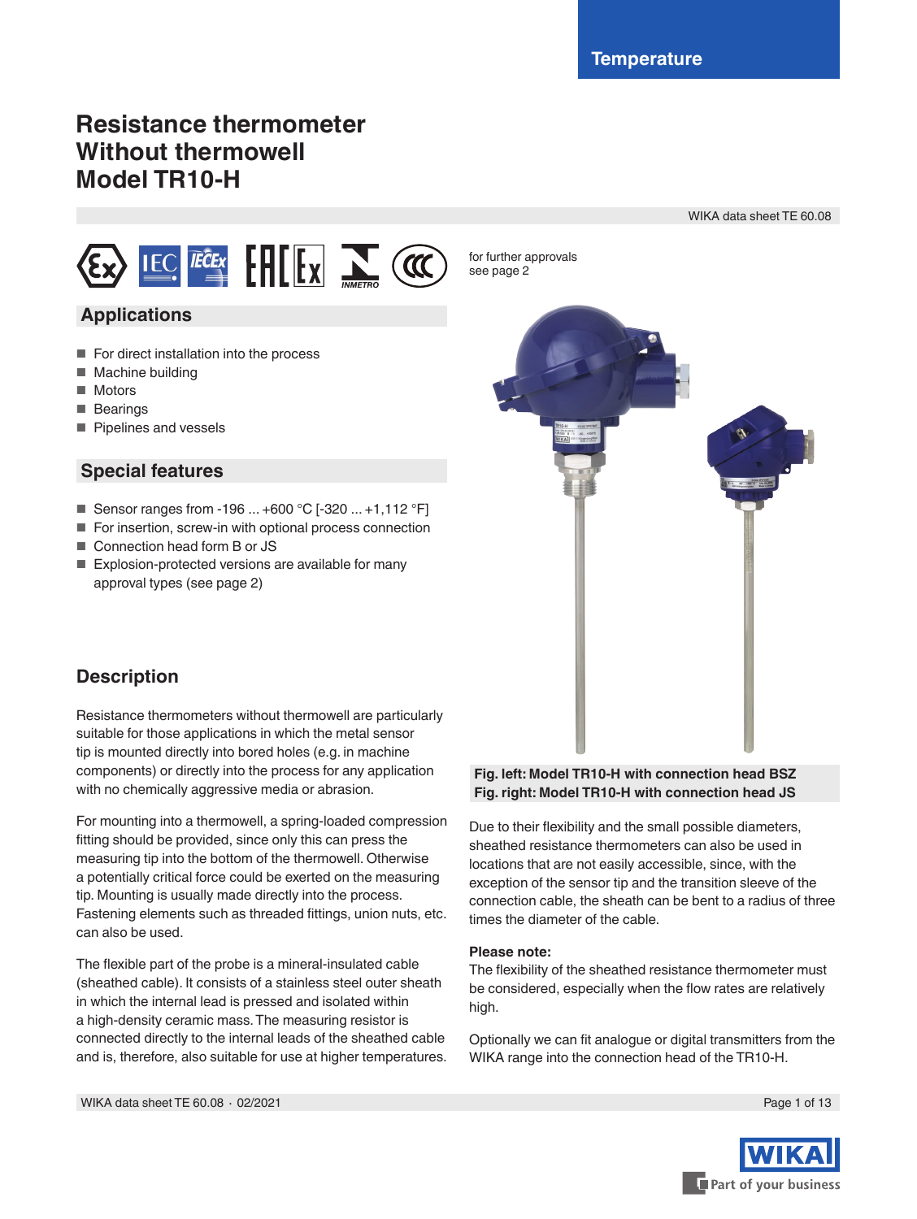Temperature

# Resistance thermometer
# Without thermowell
# Model TR10-H

WIKA data sheet TE 60.08

for further approvals see page 2

## Applications

- For direct installation into the process
- Machine building
- Motors
- Bearings
- Pipelines and vessels

## Special features

- Sensor ranges from -196 ... +600 °C [-320 ... +1,112 °F]
- For insertion, screw-in with optional process connection
- Connection head form B or JS
- Explosion-protected versions are available for many approval types (see page 2)

**Fig. left: Model TR10-H with connection head BSZ**
**Fig. right: Model TR10-H with connection head JS**

## Description

Resistance thermometers without thermowell are particularly suitable for those applications in which the metal sensor tip is mounted directly into bored holes (e.g. in machine components) or directly into the process for any application with no chemically aggressive media or abrasion.

For mounting into a thermowell, a spring-loaded compression fitting should be provided, since only this can press the measuring tip into the bottom of the thermowell. Otherwise a potentially critical force could be exerted on the measuring tip. Mounting is usually made directly into the process. Fastening elements such as threaded fittings, union nuts, etc. can also be used.

The flexible part of the probe is a mineral-insulated cable (sheathed cable). It consists of a stainless steel outer sheath in which the internal lead is pressed and isolated within a high-density ceramic mass. The measuring resistor is connected directly to the internal leads of the sheathed cable and is, therefore, also suitable for use at higher temperatures.

Due to their flexibility and the small possible diameters, sheathed resistance thermometers can also be used in locations that are not easily accessible, since, with the exception of the sensor tip and the transition sleeve of the connection cable, the sheath can be bent to a radius of three times the diameter of the cable.

**Please note:**
The flexibility of the sheathed resistance thermometer must be considered, especially when the flow rates are relatively high.

Optionally we can fit analogue or digital transmitters from the WIKA range into the connection head of the TR10-H.

WIKA data sheet TE 60.08 · 02/2021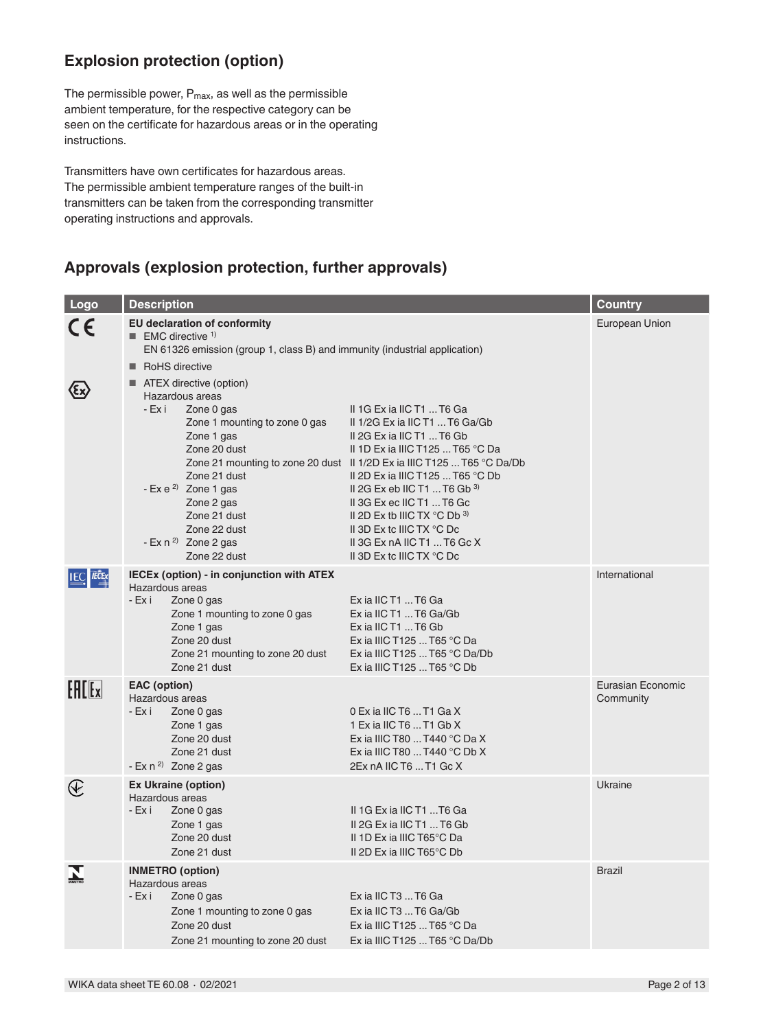## Explosion protection (option)

The permissible power, $P_{max}$, as well as the permissible ambient temperature, for the respective category can be seen on the certificate for hazardous areas or in the operating instructions.

Transmitters have own certificates for hazardous areas. The permissible ambient temperature ranges of the built-in transmitters can be taken from the corresponding transmitter operating instructions and approvals.

## Approvals (explosion protection, further approvals)

| Logo | Description | | | Country |
|---|---|---|---|---|
| CE | **EU declaration of conformity** | | | European Union |
| | ■ EMC directive [1] | | | |
| | EN 61326 emission (group 1, class B) and immunity (industrial application) | | | |
| | ■ RoHS directive | | | |
| Ex | ■ ATEX directive (option) | | | |
| | Hazardous areas | | | |
| | - Ex i | Zone 0 gas | II 1G Ex ia IIC T1 ... T6 Ga | |
| | | Zone 1 mounting to zone 0 gas | II 1/2G Ex ia IIC T1 ... T6 Ga/Gb | |
| | | Zone 1 gas | II 2G Ex ia IIC T1 ... T6 Gb | |
| | | Zone 20 dust | II 1D Ex ia IIIC T125 ... T65 °C Da | |
| | | Zone 21 mounting to zone 20 dust | II 1/2D Ex ia IIIC T125 ... T65 °C Da/Db | |
| | | Zone 21 dust | II 2D Ex ia IIIC T125 ... T65 °C Db | |
| | - Ex e [2] | Zone 1 gas | II 2G Ex eb IIC T1 ... T6 Gb [3] | |
| | | Zone 2 gas | II 3G Ex ec IIC T1 ... T6 Gc | |
| | | Zone 21 dust | II 2D Ex tb IIIC TX °C Db [3] | |
| | | Zone 22 dust | II 3D Ex tc IIIC TX °C Dc | |
| | - Ex n [2] | Zone 2 gas | II 3G Ex nA IIC T1 ... T6 Gc X | |
| | | Zone 22 dust | II 3D Ex tc IIIC TX °C Dc | |
| IEC IECEx | **IECEx (option) - in conjunction with ATEX** | | | International |
| | Hazardous areas | | | |
| | - Ex i | Zone 0 gas | Ex ia IIC T1 ... T6 Ga | |
| | | Zone 1 mounting to zone 0 gas | Ex ia IIC T1 ... T6 Ga/Gb | |
| | | Zone 1 gas | Ex ia IIC T1 ... T6 Gb | |
| | | Zone 20 dust | Ex ia IIIC T125 ... T65 °C Da | |
| | | Zone 21 mounting to zone 20 dust | Ex ia IIIC T125 ... T65 °C Da/Db | |
| | | Zone 21 dust | Ex ia IIIC T125 ... T65 °C Db | |
| EAC Ex | **EAC (option)** | | | Eurasian Economic Community |
| | Hazardous areas | | | |
| | - Ex i | Zone 0 gas | 0 Ex ia IIC T6 ... T1 Ga X | |
| | | Zone 1 gas | 1 Ex ia IIC T6 ... T1 Gb X | |
| | | Zone 20 dust | Ex ia IIIC T80 ... T440 °C Da X | |
| | | Zone 21 dust | Ex ia IIIC T80 ... T440 °C Db X | |
| | - Ex n [2] | Zone 2 gas | 2Ex nA IIC T6 ... T1 Gc X | |
| | **Ex Ukraine (option)** | | | Ukraine |
| | Hazardous areas | | | |
| | - Ex i | Zone 0 gas | II 1G Ex ia IIC T1 ...T6 Ga | |
| | | Zone 1 gas | II 2G Ex ia IIC T1 ... T6 Gb | |
| | | Zone 20 dust | II 1D Ex ia IIIC T65°C Da | |
| | | Zone 21 dust | II 2D Ex ia IIIC T65°C Db | |
| INMETRO | **INMETRO (option)** | | | Brazil |
| | Hazardous areas | | | |
| | - Ex i | Zone 0 gas | Ex ia IIC T3 ... T6 Ga | |
| | | Zone 1 mounting to zone 0 gas | Ex ia IIC T3 ... T6 Ga/Gb | |
| | | Zone 20 dust | Ex ia IIIC T125 ... T65 °C Da | |
| | | Zone 21 mounting to zone 20 dust | Ex ia IIIC T125 ... T65 °C Da/Db | |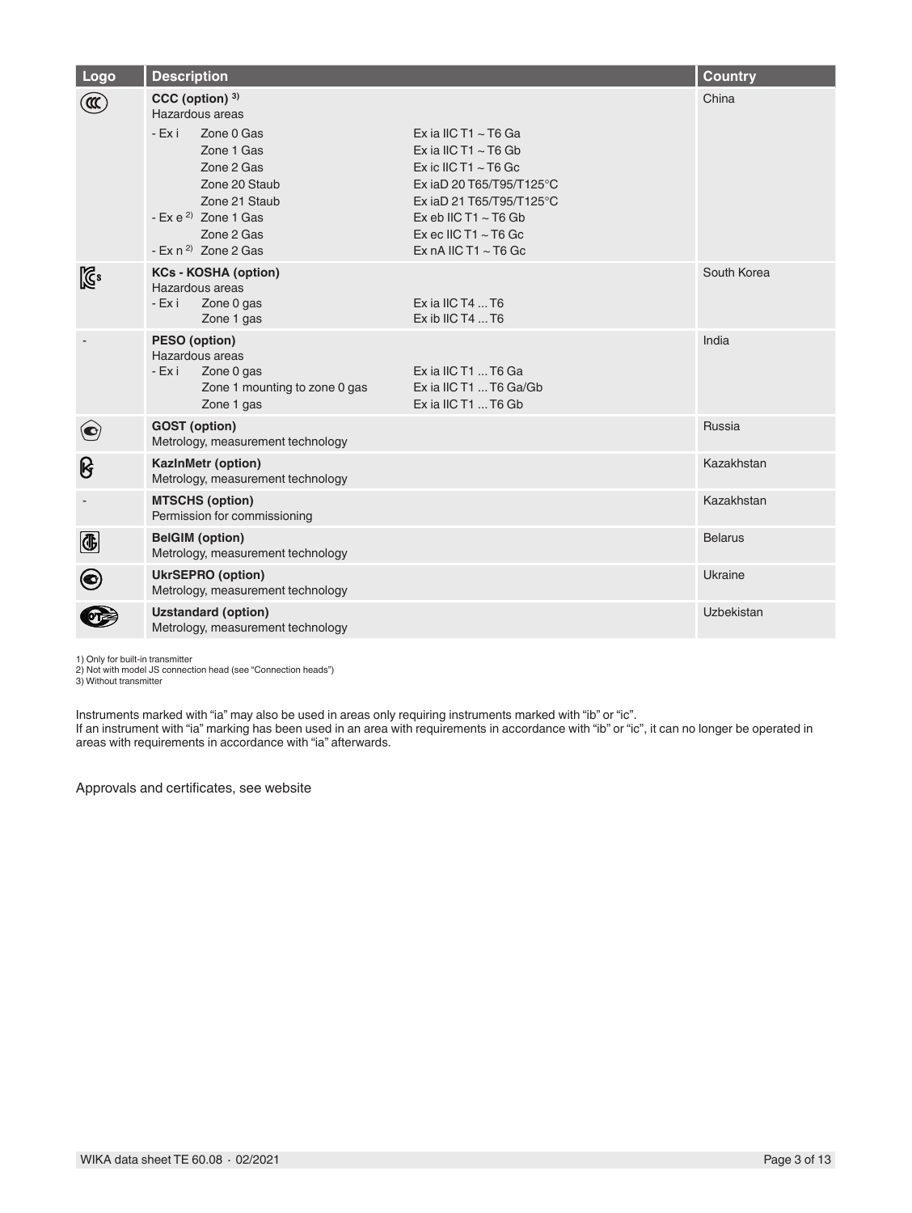| Logo | Description | Country |
|---|---|---|
| | **CCC (option)** [3]<br>Hazardous areas<br>- Ex i Zone 0 Gas: Ex ia IIC T1 ~ T6 Ga<br>Zone 1 Gas: Ex ia IIC T1 ~ T6 Gb<br>Zone 2 Gas: Ex ic IIC T1 ~ T6 Gc<br>Zone 20 Staub: Ex iaD 20 T65/T95/T125°C<br>Zone 21 Staub: Ex iaD 21 T65/T95/T125°C<br>- Ex e [2] Zone 1 Gas: Ex eb IIC T1 ~ T6 Gb<br>Zone 2 Gas: Ex ec IIC T1 ~ T6 Gc<br>- Ex n [2] Zone 2 Gas: Ex nA IIC T1 ~ T6 Gc | China |
| | **KCs - KOSHA (option)**<br>Hazardous areas<br>- Ex i Zone 0 gas: Ex ia IIC T4 ... T6<br>Zone 1 gas: Ex ib IIC T4 ... T6 | South Korea |
| - | **PESO (option)**<br>Hazardous areas<br>- Ex i Zone 0 gas: Ex ia IIC T1 ... T6 Ga<br>Zone 1 mounting to zone 0 gas: Ex ia IIC T1 ... T6 Ga/Gb<br>Zone 1 gas: Ex ia IIC T1 ... T6 Gb | India |
| | **GOST (option)**<br>Metrology, measurement technology | Russia |
| | **KazInMetr (option)**<br>Metrology, measurement technology | Kazakhstan |
| - | **MTSCHS (option)**<br>Permission for commissioning | Kazakhstan |
| | **BelGIM (option)**<br>Metrology, measurement technology | Belarus |
| | **UkrSEPRO (option)**<br>Metrology, measurement technology | Ukraine |
| | **Uzstandard (option)**<br>Metrology, measurement technology | Uzbekistan |

1) Only for built-in transmitter
2) Not with model JS connection head (see "Connection heads")
3) Without transmitter

Instruments marked with "ia" may also be used in areas only requiring instruments marked with "ib" or "ic".
If an instrument with "ia" marking has been used in an area with requirements in accordance with "ib" or "ic", it can no longer be operated in areas with requirements in accordance with "ia" afterwards.

Approvals and certificates, see website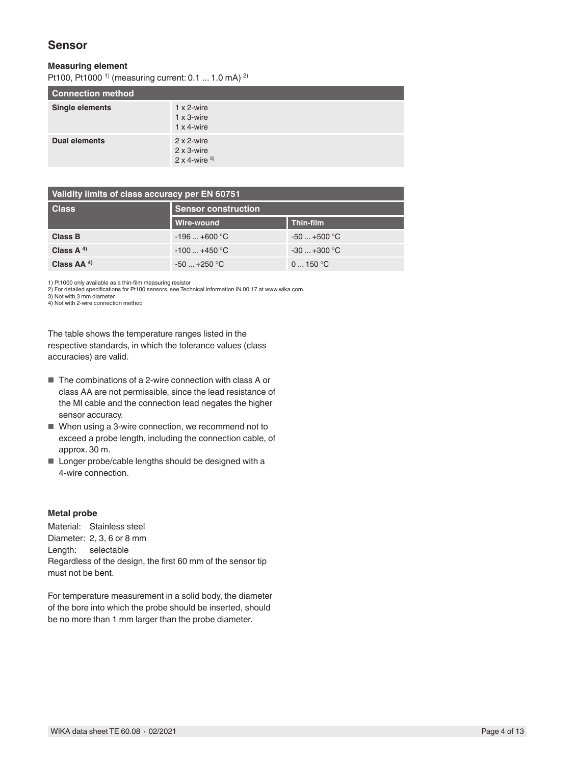## Sensor

**Measuring element**

Pt100, Pt1000 [1] (measuring current: 0.1 ... 1.0 mA) [2]

| Connection method | |
|---|---|
| **Single elements** | 1 x 2-wire<br>1 x 3-wire<br>1 x 4-wire |
| **Dual elements** | 2 x 2-wire<br>2 x 3-wire<br>2 x 4-wire [3] |

| Validity limits of class accuracy per EN 60751 | | |
|---|---|---|
| **Class** | **Sensor construction** | |
| | **Wire-wound** | **Thin-film** |
| **Class B** | -196 ... +600 °C | -50 ... +500 °C |
| **Class A** [4] | -100 ... +450 °C | -30 ... +300 °C |
| **Class AA** [4] | -50 ... +250 °C | 0 ... 150 °C |

1) Pt1000 only available as a thin-film measuring resistor
2) For detailed specifications for Pt100 sensors, see Technical information IN 00.17 at www.wika.com.
3) Not with 3 mm diameter
4) Not with 2-wire connection method

The table shows the temperature ranges listed in the respective standards, in which the tolerance values (class accuracies) are valid.

- The combinations of a 2-wire connection with class A or class AA are not permissible, since the lead resistance of the MI cable and the connection lead negates the higher sensor accuracy.
- When using a 3-wire connection, we recommend not to exceed a probe length, including the connection cable, of approx. 30 m.
- Longer probe/cable lengths should be designed with a 4-wire connection.

**Metal probe**

Material: Stainless steel
Diameter: 2, 3, 6 or 8 mm
Length: selectable
Regardless of the design, the first 60 mm of the sensor tip must not be bent.

For temperature measurement in a solid body, the diameter of the bore into which the probe should be inserted, should be no more than 1 mm larger than the probe diameter.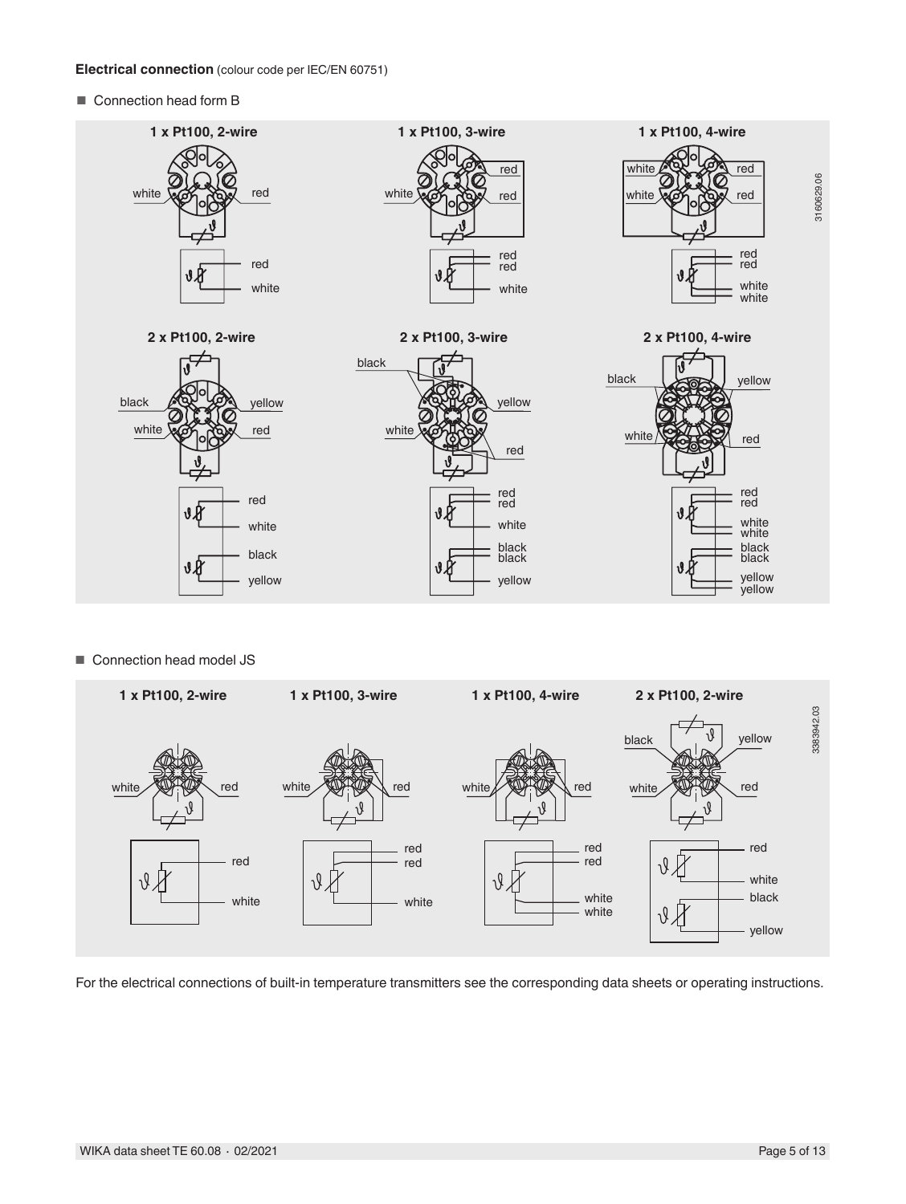**Electrical connection** (colour code per IEC/EN 60751)

- Connection head form B

1 x Pt100, 2-wire

1 x Pt100, 3-wire

1 x Pt100, 4-wire

2 x Pt100, 2-wire

2 x Pt100, 3-wire

2 x Pt100, 4-wire

- Connection head model JS

1 x Pt100, 2-wire

1 x Pt100, 3-wire

1 x Pt100, 4-wire

2 x Pt100, 2-wire

For the electrical connections of built-in temperature transmitters see the corresponding data sheets or operating instructions.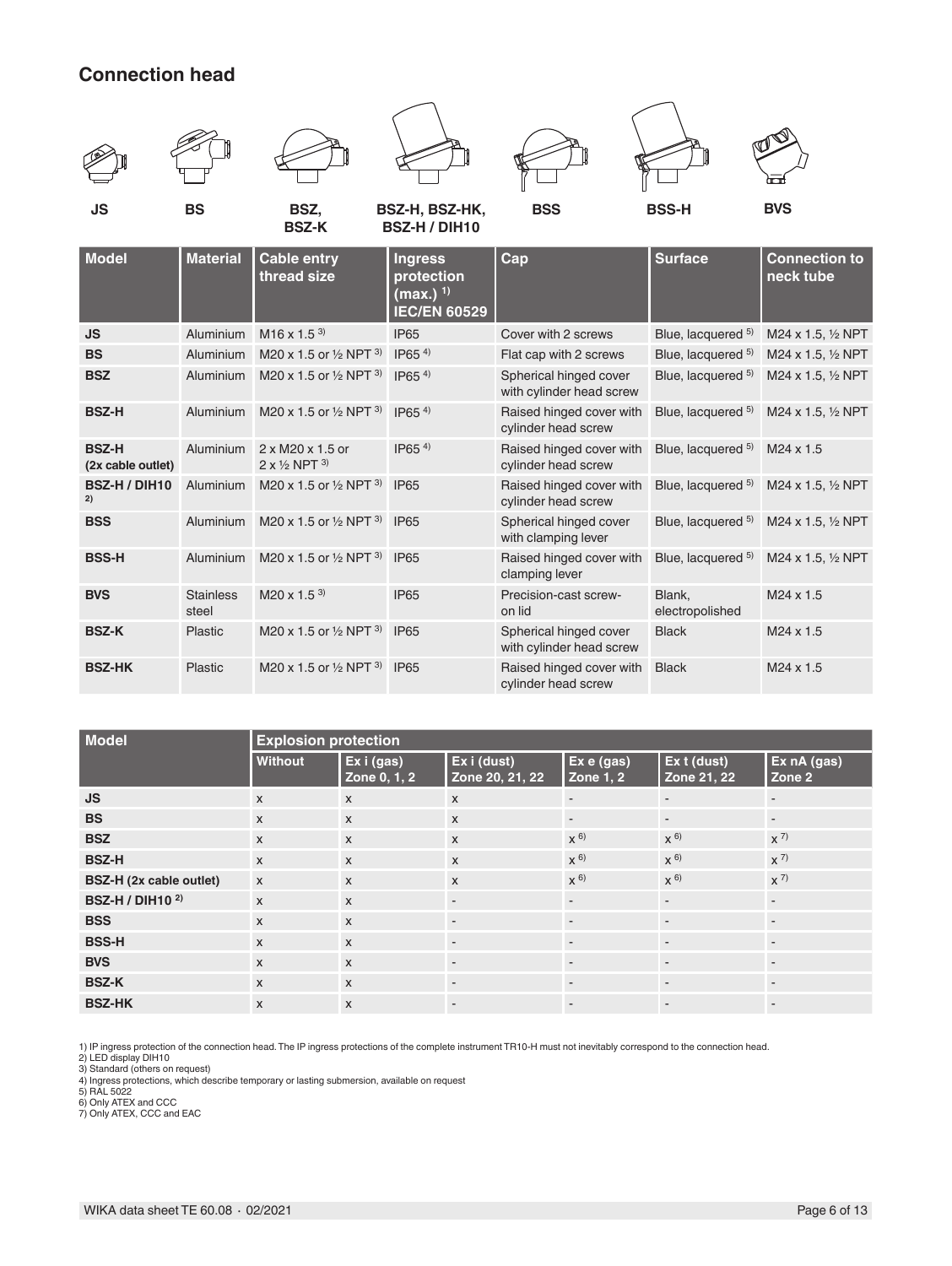## Connection head

JS BS BSZ, BSZ-K BSZ-H, BSZ-HK, BSZ-H / DIH10 BSS BSS-H BVS

| Model | Material | Cable entry thread size | Ingress protection (max.) [1] IEC/EN 60529 | Cap | Surface | Connection to neck tube |
|---|---|---|---|---|---|---|
| **JS** | Aluminium | M16 x 1.5 [3] | IP65 | Cover with 2 screws | Blue, lacquered [5] | M24 x 1.5, ½ NPT |
| **BS** | Aluminium | M20 x 1.5 or ½ NPT [3] | IP65 [4] | Flat cap with 2 screws | Blue, lacquered [5] | M24 x 1.5, ½ NPT |
| **BSZ** | Aluminium | M20 x 1.5 or ½ NPT [3] | IP65 [4] | Spherical hinged cover with cylinder head screw | Blue, lacquered [5] | M24 x 1.5, ½ NPT |
| **BSZ-H** | Aluminium | M20 x 1.5 or ½ NPT [3] | IP65 [4] | Raised hinged cover with cylinder head screw | Blue, lacquered [5] | M24 x 1.5, ½ NPT |
| **BSZ-H (2x cable outlet)** | Aluminium | 2 x M20 x 1.5 or 2 x ½ NPT [3] | IP65 [4] | Raised hinged cover with cylinder head screw | Blue, lacquered [5] | M24 x 1.5 |
| **BSZ-H / DIH10** [2] | Aluminium | M20 x 1.5 or ½ NPT [3] | IP65 | Raised hinged cover with cylinder head screw | Blue, lacquered [5] | M24 x 1.5, ½ NPT |
| **BSS** | Aluminium | M20 x 1.5 or ½ NPT [3] | IP65 | Spherical hinged cover with clamping lever | Blue, lacquered [5] | M24 x 1.5, ½ NPT |
| **BSS-H** | Aluminium | M20 x 1.5 or ½ NPT [3] | IP65 | Raised hinged cover with clamping lever | Blue, lacquered [5] | M24 x 1.5, ½ NPT |
| **BVS** | Stainless steel | M20 x 1.5 [3] | IP65 | Precision-cast screw-on lid | Blank, electropolished | M24 x 1.5 |
| **BSZ-K** | Plastic | M20 x 1.5 or ½ NPT [3] | IP65 | Spherical hinged cover with cylinder head screw | Black | M24 x 1.5 |
| **BSZ-HK** | Plastic | M20 x 1.5 or ½ NPT [3] | IP65 | Raised hinged cover with cylinder head screw | Black | M24 x 1.5 |

| Model | Explosion protection | | | | | |
|---|---|---|---|---|---|---|
| | **Without** | **Ex i (gas) Zone 0, 1, 2** | **Ex i (dust) Zone 20, 21, 22** | **Ex e (gas) Zone 1, 2** | **Ex t (dust) Zone 21, 22** | **Ex nA (gas) Zone 2** |
| **JS** | x | x | x | - | - | - |
| **BS** | x | x | x | - | - | - |
| **BSZ** | x | x | x | x [6] | x [6] | x [7] |
| **BSZ-H** | x | x | x | x [6] | x [6] | x [7] |
| **BSZ-H (2x cable outlet)** | x | x | x | x [6] | x [6] | x [7] |
| **BSZ-H / DIH10** [2] | x | x | - | - | - | - |
| **BSS** | x | x | - | - | - | - |
| **BSS-H** | x | x | - | - | - | - |
| **BVS** | x | x | - | - | - | - |
| **BSZ-K** | x | x | - | - | - | - |
| **BSZ-HK** | x | x | - | - | - | - |

1) IP ingress protection of the connection head. The IP ingress protections of the complete instrument TR10-H must not inevitably correspond to the connection head.
2) LED display DIH10
3) Standard (others on request)
4) Ingress protections, which describe temporary or lasting submersion, available on request
5) RAL 5022
6) Only ATEX and CCC
7) Only ATEX, CCC and EAC

WIKA data sheet TE 60.08 · 02/2021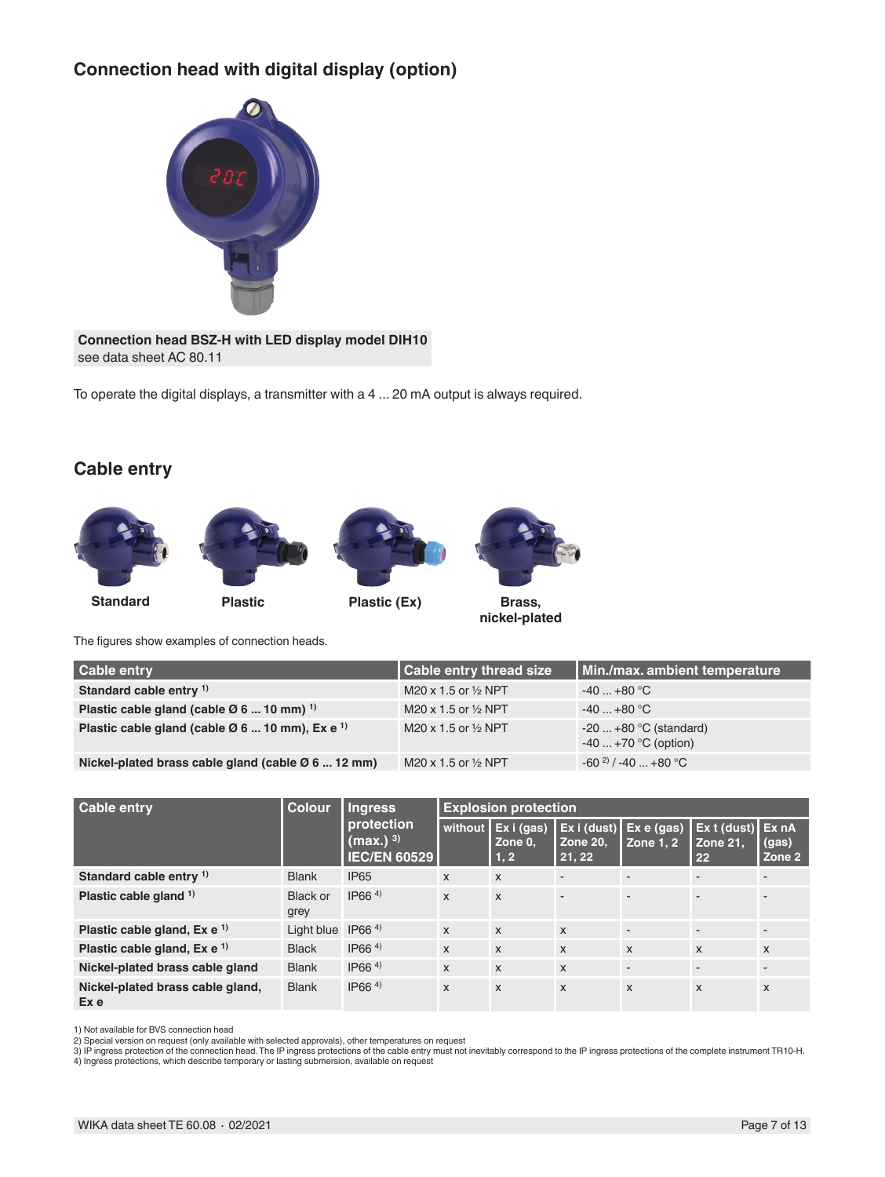## Connection head with digital display (option)

**Connection head BSZ-H with LED display model DIH10**
see data sheet AC 80.11

To operate the digital displays, a transmitter with a 4 ... 20 mA output is always required.

## Cable entry

Standard | Plastic | Plastic (Ex) | Brass, nickel-plated

The figures show examples of connection heads.

| Cable entry | Cable entry thread size | Min./max. ambient temperature |
|---|---|---|
| **Standard cable entry** [1] | M20 x 1.5 or ½ NPT | -40 ... +80 °C |
| **Plastic cable gland (cable Ø 6 ... 10 mm)** [1] | M20 x 1.5 or ½ NPT | -40 ... +80 °C |
| **Plastic cable gland (cable Ø 6 ... 10 mm), Ex e** [1] | M20 x 1.5 or ½ NPT | -20 ... +80 °C (standard)<br>-40 ... +70 °C (option) |
| **Nickel-plated brass cable gland (cable Ø 6 ... 12 mm)** | M20 x 1.5 or ½ NPT | -60 [2] / -40 ... +80 °C |

| Cable entry | Colour | Ingress protection (max.) [3] IEC/EN 60529 | Explosion protection | | | | | |
|---|---|---|---|---|---|---|---|---|
| | | | without | Ex i (gas) Zone 0, 1, 2 | Ex i (dust) Zone 20, 21, 22 | Ex e (gas) Zone 1, 2 | Ex t (dust) Zone 21, 22 | Ex nA (gas) Zone 2 |
| **Standard cable entry** [1] | Blank | IP65 | x | x | - | - | - | - |
| **Plastic cable gland** [1] | Black or grey | IP66 [4] | x | x | - | - | - | - |
| **Plastic cable gland, Ex e** [1] | Light blue | IP66 [4] | x | x | x | - | - | - |
| **Plastic cable gland, Ex e** [1] | Black | IP66 [4] | x | x | x | x | x | x |
| **Nickel-plated brass cable gland** | Blank | IP66 [4] | x | x | x | - | - | - |
| **Nickel-plated brass cable gland, Ex e** | Blank | IP66 [4] | x | x | x | x | x | x |

1) Not available for BVS connection head
2) Special version on request (only available with selected approvals), other temperatures on request
3) IP ingress protection of the connection head. The IP ingress protections of the cable entry must not inevitably correspond to the IP ingress protections of the complete instrument TR10-H.
4) Ingress protections, which describe temporary or lasting submersion, available on request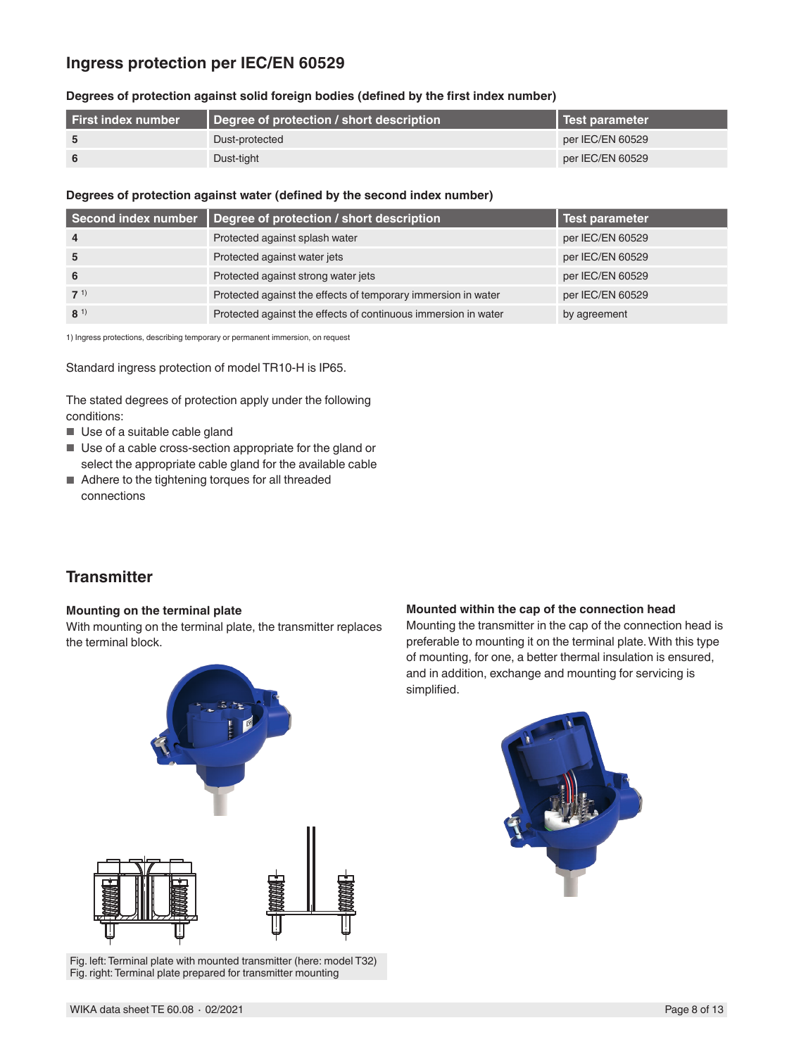## Ingress protection per IEC/EN 60529

**Degrees of protection against solid foreign bodies (defined by the first index number)**

| First index number | Degree of protection / short description | Test parameter |
|---|---|---|
| 5 | Dust-protected | per IEC/EN 60529 |
| 6 | Dust-tight | per IEC/EN 60529 |

**Degrees of protection against water (defined by the second index number)**

| Second index number | Degree of protection / short description | Test parameter |
|---|---|---|
| 4 | Protected against splash water | per IEC/EN 60529 |
| 5 | Protected against water jets | per IEC/EN 60529 |
| 6 | Protected against strong water jets | per IEC/EN 60529 |
| 7 [1)] | Protected against the effects of temporary immersion in water | per IEC/EN 60529 |
| 8 [1)] | Protected against the effects of continuous immersion in water | by agreement |

1) Ingress protections, describing temporary or permanent immersion, on request

Standard ingress protection of model TR10-H is IP65.

The stated degrees of protection apply under the following conditions:

- Use of a suitable cable gland
- Use of a cable cross-section appropriate for the gland or select the appropriate cable gland for the available cable
- Adhere to the tightening torques for all threaded connections

## Transmitter

**Mounting on the terminal plate**

With mounting on the terminal plate, the transmitter replaces the terminal block.

Fig. left: Terminal plate with mounted transmitter (here: model T32)
Fig. right: Terminal plate prepared for transmitter mounting

**Mounted within the cap of the connection head**

Mounting the transmitter in the cap of the connection head is preferable to mounting it on the terminal plate. With this type of mounting, for one, a better thermal insulation is ensured, and in addition, exchange and mounting for servicing is simplified.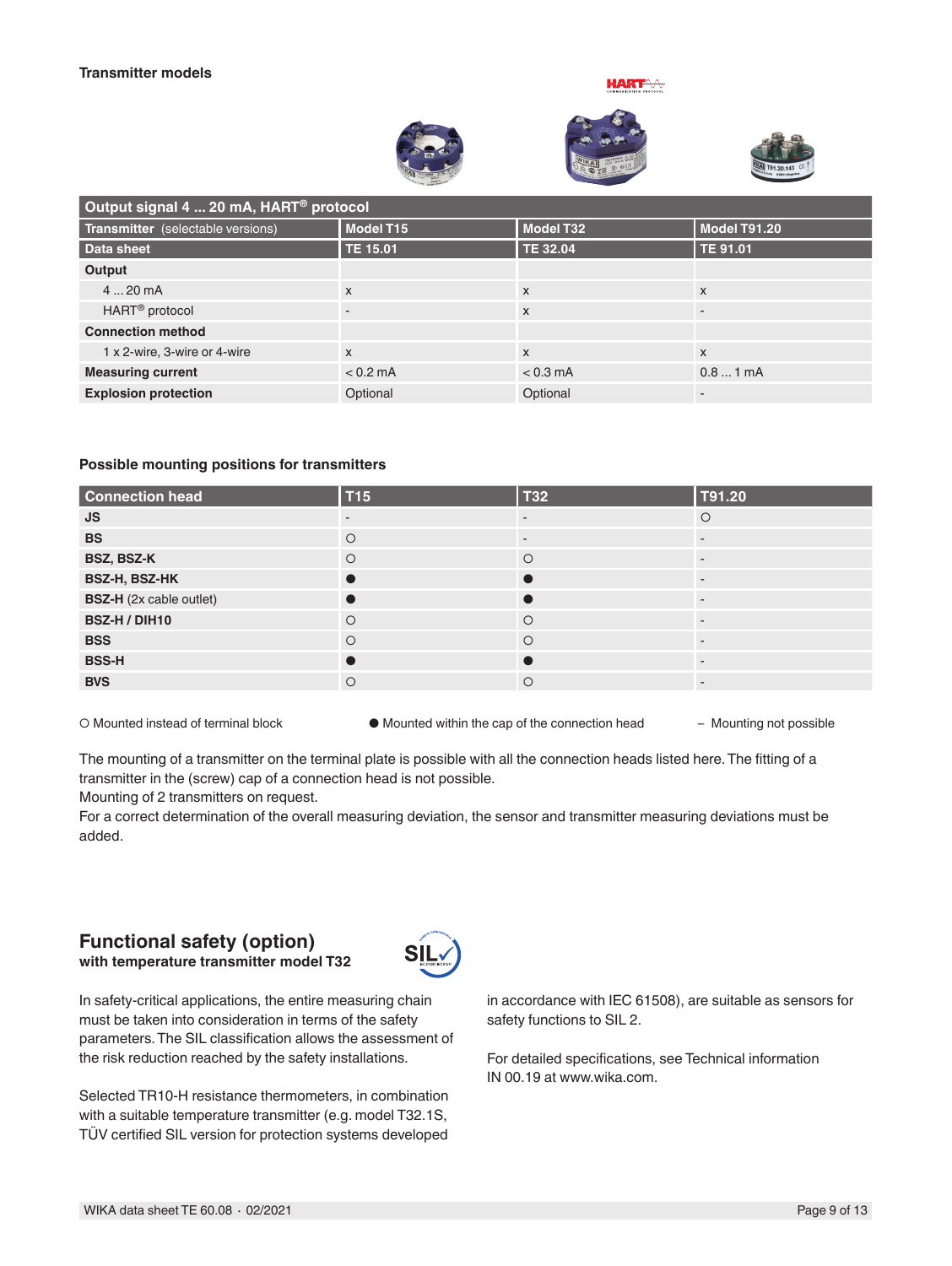### Transmitter models

| Output signal 4 ... 20 mA, HART® protocol | | | |
|---|---|---|---|
| **Transmitter** (selectable versions) | **Model T15** | **Model T32** | **Model T91.20** |
| **Data sheet** | **TE 15.01** | **TE 32.04** | **TE 91.01** |
| **Output** | | | |
| 4 ... 20 mA | x | x | x |
| HART® protocol | - | x | - |
| **Connection method** | | | |
| 1 x 2-wire, 3-wire or 4-wire | x | x | x |
| **Measuring current** | < 0.2 mA | < 0.3 mA | 0.8 ... 1 mA |
| **Explosion protection** | Optional | Optional | - |

### Possible mounting positions for transmitters

| Connection head | T15 | T32 | T91.20 |
|---|---|---|---|
| **JS** | - | - | ○ |
| **BS** | ○ | - | - |
| **BSZ, BSZ-K** | ○ | ○ | - |
| **BSZ-H, BSZ-HK** | ● | ● | - |
| **BSZ-H** (2x cable outlet) | ● | ● | - |
| **BSZ-H / DIH10** | ○ | ○ | - |
| **BSS** | ○ | ○ | - |
| **BSS-H** | ● | ● | - |
| **BVS** | ○ | ○ | - |

○ Mounted instead of terminal block ● Mounted within the cap of the connection head – Mounting not possible

The mounting of a transmitter on the terminal plate is possible with all the connection heads listed here. The fitting of a transmitter in the (screw) cap of a connection head is not possible.
Mounting of 2 transmitters on request.
For a correct determination of the overall measuring deviation, the sensor and transmitter measuring deviations must be added.

## Functional safety (option)
**with temperature transmitter model T32**

In safety-critical applications, the entire measuring chain must be taken into consideration in terms of the safety parameters. The SIL classification allows the assessment of the risk reduction reached by the safety installations.

Selected TR10-H resistance thermometers, in combination with a suitable temperature transmitter (e.g. model T32.1S, TÜV certified SIL version for protection systems developed in accordance with IEC 61508), are suitable as sensors for safety functions to SIL 2.

For detailed specifications, see Technical information IN 00.19 at www.wika.com.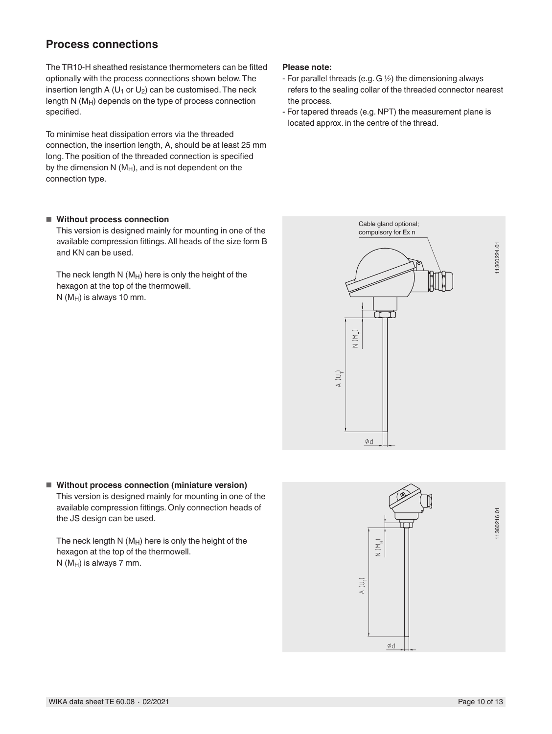## Process connections

The TR10-H sheathed resistance thermometers can be fitted optionally with the process connections shown below. The insertion length A ($U_1$ or $U_2$) can be customised. The neck length N ($M_H$) depends on the type of process connection specified.

To minimise heat dissipation errors via the threaded connection, the insertion length, A, should be at least 25 mm long. The position of the threaded connection is specified by the dimension N ($M_H$), and is not dependent on the connection type.

**Please note:**

- For parallel threads (e.g. G ½) the dimensioning always refers to the sealing collar of the threaded connector nearest the process.
- For tapered threads (e.g. NPT) the measurement plane is located approx. in the centre of the thread.

- **Without process connection**

  This version is designed mainly for mounting in one of the available compression fittings. All heads of the size form B and KN can be used.

  The neck length N ($M_H$) here is only the height of the hexagon at the top of the thermowell.
  N ($M_H$) is always 10 mm.

- **Without process connection (miniature version)**

  This version is designed mainly for mounting in one of the available compression fittings. Only connection heads of the JS design can be used.

  The neck length N ($M_H$) here is only the height of the hexagon at the top of the thermowell.
  N ($M_H$) is always 7 mm.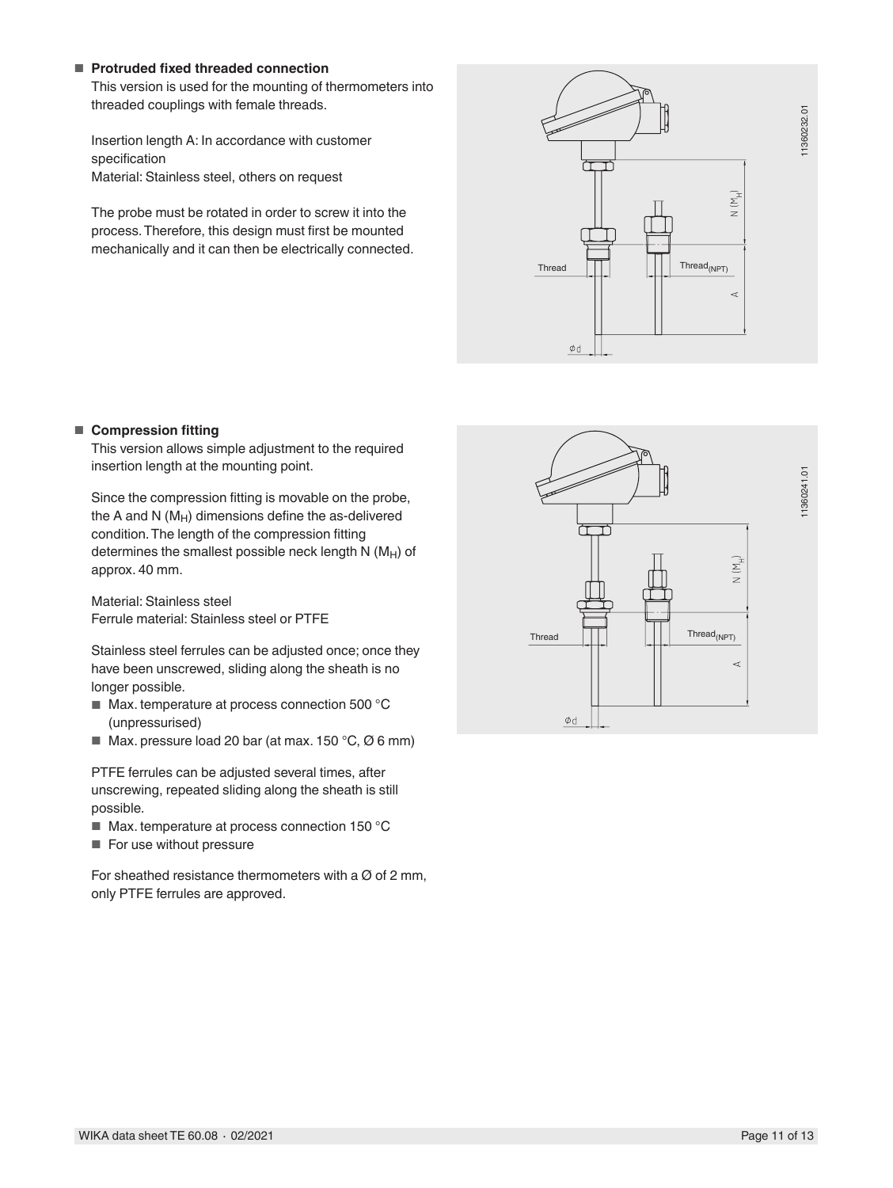- **Protruded fixed threaded connection**

  This version is used for the mounting of thermometers into threaded couplings with female threads.

  Insertion length A: In accordance with customer specification
  Material: Stainless steel, others on request

  The probe must be rotated in order to screw it into the process. Therefore, this design must first be mounted mechanically and it can then be electrically connected.

- **Compression fitting**

  This version allows simple adjustment to the required insertion length at the mounting point.

  Since the compression fitting is movable on the probe, the A and N ($M_H$) dimensions define the as-delivered condition. The length of the compression fitting determines the smallest possible neck length N ($M_H$) of approx. 40 mm.

  Material: Stainless steel
  Ferrule material: Stainless steel or PTFE

  Stainless steel ferrules can be adjusted once; once they have been unscrewed, sliding along the sheath is no longer possible.
  - Max. temperature at process connection 500 °C (unpressurised)
  - Max. pressure load 20 bar (at max. 150 °C, Ø 6 mm)

  PTFE ferrules can be adjusted several times, after unscrewing, repeated sliding along the sheath is still possible.
  - Max. temperature at process connection 150 °C
  - For use without pressure

  For sheathed resistance thermometers with a Ø of 2 mm, only PTFE ferrules are approved.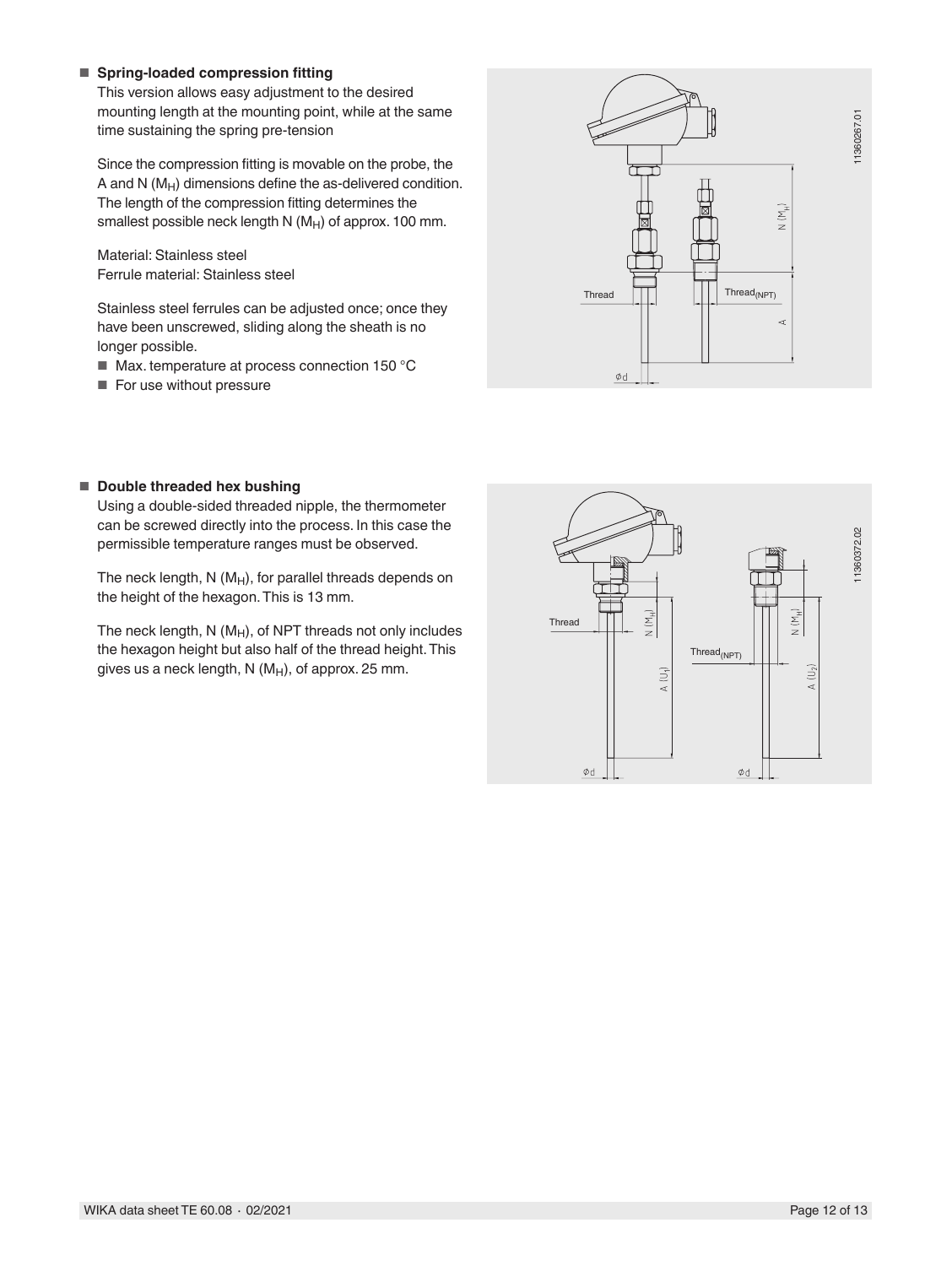- **Spring-loaded compression fitting**

  This version allows easy adjustment to the desired mounting length at the mounting point, while at the same time sustaining the spring pre-tension

  Since the compression fitting is movable on the probe, the A and N ($M_H$) dimensions define the as-delivered condition. The length of the compression fitting determines the smallest possible neck length N ($M_H$) of approx. 100 mm.

  Material: Stainless steel
  Ferrule material: Stainless steel

  Stainless steel ferrules can be adjusted once; once they have been unscrewed, sliding along the sheath is no longer possible.

  - Max. temperature at process connection 150 °C
  - For use without pressure

- **Double threaded hex bushing**

  Using a double-sided threaded nipple, the thermometer can be screwed directly into the process. In this case the permissible temperature ranges must be observed.

  The neck length, N ($M_H$), for parallel threads depends on the height of the hexagon. This is 13 mm.

  The neck length, N ($M_H$), of NPT threads not only includes the hexagon height but also half of the thread height. This gives us a neck length, N ($M_H$), of approx. 25 mm.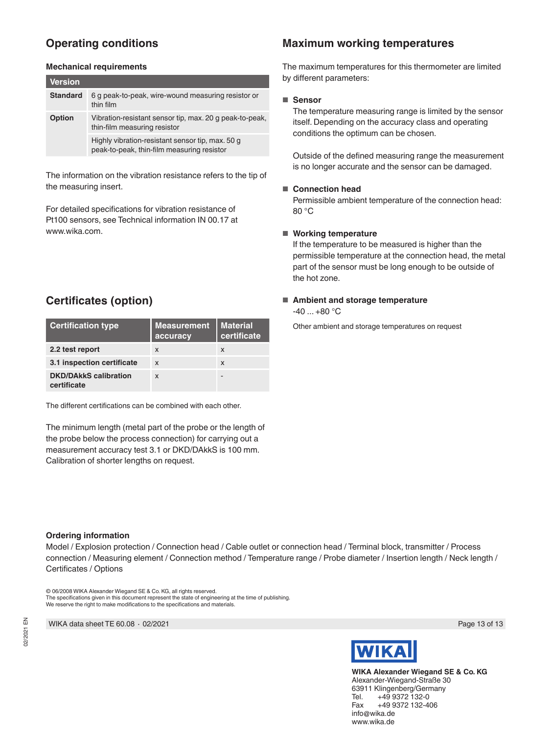## Operating conditions

### Mechanical requirements

| Version | |
|---|---|
| **Standard** | 6 g peak-to-peak, wire-wound measuring resistor or thin film |
| **Option** | Vibration-resistant sensor tip, max. 20 g peak-to-peak, thin-film measuring resistor |
| | Highly vibration-resistant sensor tip, max. 50 g peak-to-peak, thin-film measuring resistor |

The information on the vibration resistance refers to the tip of the measuring insert.

For detailed specifications for vibration resistance of Pt100 sensors, see Technical information IN 00.17 at www.wika.com.

## Certificates (option)

| Certification type | Measurement accuracy | Material certificate |
|---|---|---|
| **2.2 test report** | x | x |
| **3.1 inspection certificate** | x | x |
| **DKD/DAkkS calibration certificate** | x | - |

The different certifications can be combined with each other.

The minimum length (metal part of the probe or the length of the probe below the process connection) for carrying out a measurement accuracy test 3.1 or DKD/DAkkS is 100 mm. Calibration of shorter lengths on request.

## Maximum working temperatures

The maximum temperatures for this thermometer are limited by different parameters:

- **Sensor**
  The temperature measuring range is limited by the sensor itself. Depending on the accuracy class and operating conditions the optimum can be chosen.

  Outside of the defined measuring range the measurement is no longer accurate and the sensor can be damaged.

- **Connection head**
  Permissible ambient temperature of the connection head: 80 °C

- **Working temperature**
  If the temperature to be measured is higher than the permissible temperature at the connection head, the metal part of the sensor must be long enough to be outside of the hot zone.

- **Ambient and storage temperature**
  -40 ... +80 °C

  Other ambient and storage temperatures on request

### Ordering information

Model / Explosion protection / Connection head / Cable outlet or connection head / Terminal block, transmitter / Process connection / Measuring element / Connection method / Temperature range / Probe diameter / Insertion length / Neck length / Certificates / Options

© 06/2008 WIKA Alexander Wiegand SE & Co. KG, all rights reserved.
The specifications given in this document represent the state of engineering at the time of publishing.
We reserve the right to make modifications to the specifications and materials.

**WIKA Alexander Wiegand SE & Co. KG**
Alexander-Wiegand-Straße 30
63911 Klingenberg/Germany
Tel. +49 9372 132-0
Fax +49 9372 132-406
info@wika.de
www.wika.de